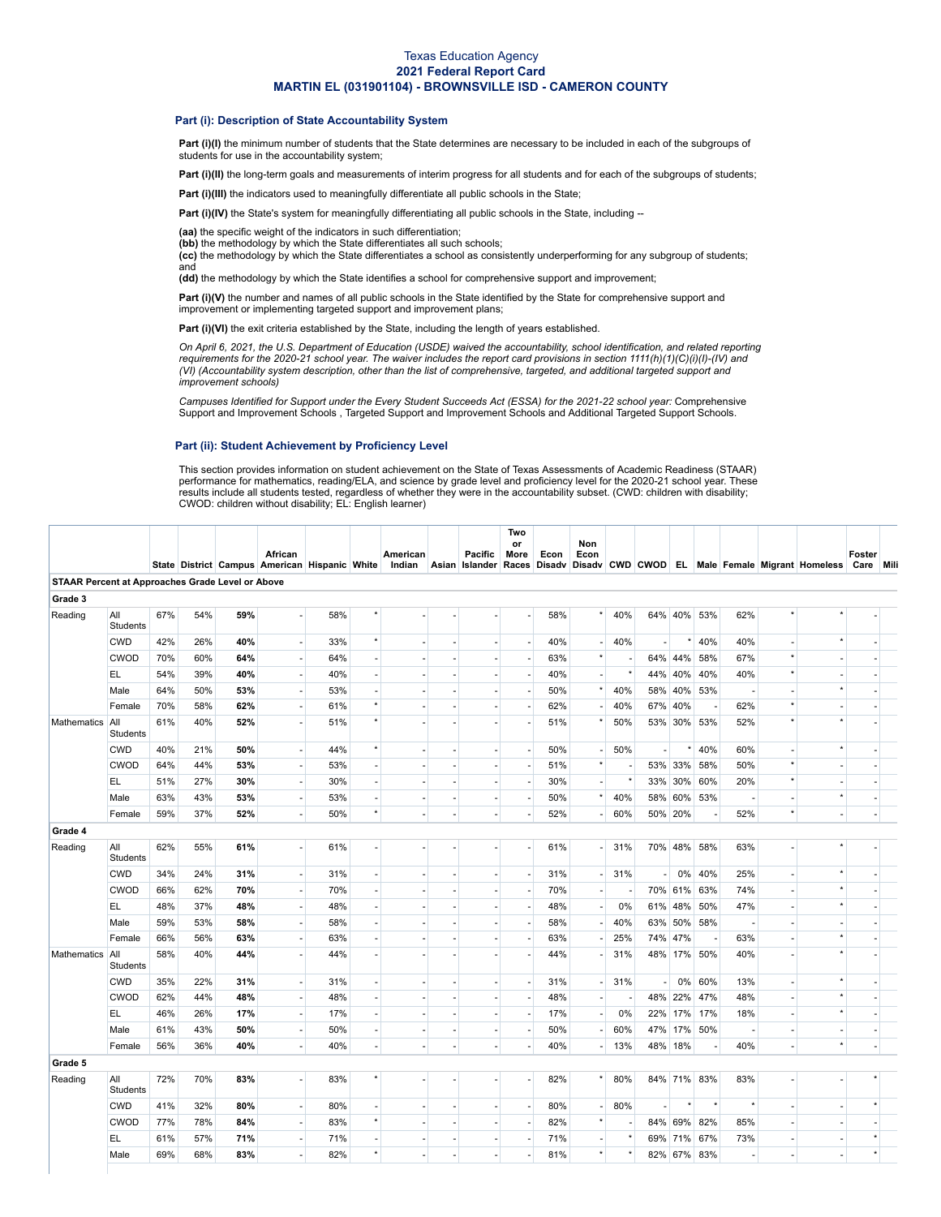# Texas Education Agency
## 2021 Federal Report Card
## MARTIN EL (031901104) - BROWNSVILLE ISD - CAMERON COUNTY

### Part (i): Description of State Accountability System

**Part (i)(I)** the minimum number of students that the State determines are necessary to be included in each of the subgroups of students for use in the accountability system;

**Part (i)(II)** the long-term goals and measurements of interim progress for all students and for each of the subgroups of students;

**Part (i)(III)** the indicators used to meaningfully differentiate all public schools in the State;

**Part (i)(IV)** the State's system for meaningfully differentiating all public schools in the State, including --

**(aa)** the specific weight of the indicators in such differentiation;
**(bb)** the methodology by which the State differentiates all such schools;
**(cc)** the methodology by which the State differentiates a school as consistently underperforming for any subgroup of students; and
**(dd)** the methodology by which the State identifies a school for comprehensive support and improvement;

**Part (i)(V)** the number and names of all public schools in the State identified by the State for comprehensive support and improvement or implementing targeted support and improvement plans;

**Part (i)(VI)** the exit criteria established by the State, including the length of years established.

*On April 6, 2021, the U.S. Department of Education (USDE) waived the accountability, school identification, and related reporting requirements for the 2020-21 school year. The waiver includes the report card provisions in section 1111(h)(1)(C)(i)(I)-(IV) and (VI) (Accountability system description, other than the list of comprehensive, targeted, and additional targeted support and improvement schools)*

*Campuses Identified for Support under the Every Student Succeeds Act (ESSA) for the 2021-22 school year:* Comprehensive Support and Improvement Schools , Targeted Support and Improvement Schools and Additional Targeted Support Schools.

### Part (ii): Student Achievement by Proficiency Level

This section provides information on student achievement on the State of Texas Assessments of Academic Readiness (STAAR) performance for mathematics, reading/ELA, and science by grade level and proficiency level for the 2020-21 school year. These results include all students tested, regardless of whether they were in the accountability subset. (CWD: children with disability; CWOD: children without disability; EL: English learner)

| | | State | District | Campus | African American | Hispanic | White | American Indian | Asian | Pacific Islander | Two or More Races | Econ Disadv | Non Econ Disadv | CWD | CWOD | EL | Male | Female | Migrant | Homeless | Foster Care | Mili |
|---|---|---|---|---|---|---|---|---|---|---|---|---|---|---|---|---|---|---|---|---|---|---|
| **STAAR Percent at Approaches Grade Level or Above** | | | | | | | | | | | | | | | | | | | | | | |
| **Grade 3** | | | | | | | | | | | | | | | | | | | | | | |
| Reading | All Students | 67% | 54% | **59%** | - | 58% | * | - | - | - | - | 58% | * | 40% | 64% | 40% | 53% | 62% | * | * | - | |
| | CWD | 42% | 26% | **40%** | - | 33% | * | - | - | - | - | 40% | - | 40% | - | * | 40% | 40% | - | * | - | |
| | CWOD | 70% | 60% | **64%** | - | 64% | - | - | - | - | - | 63% | * | - | 64% | 44% | 58% | 67% | * | - | - | |
| | EL | 54% | 39% | **40%** | - | 40% | - | - | - | - | - | 40% | - | * | 44% | 40% | 40% | 40% | * | - | - | |
| | Male | 64% | 50% | **53%** | - | 53% | - | - | - | - | - | 50% | * | 40% | 58% | 40% | 53% | - | - | * | - | |
| | Female | 70% | 58% | **62%** | - | 61% | * | - | - | - | - | 62% | - | 40% | 67% | 40% | - | 62% | * | - | - | |
| Mathematics | All Students | 61% | 40% | **52%** | - | 51% | * | - | - | - | - | 51% | * | 50% | 53% | 30% | 53% | 52% | * | * | - | |
| | CWD | 40% | 21% | **50%** | - | 44% | * | - | - | - | - | 50% | - | 50% | - | * | 40% | 60% | - | * | - | |
| | CWOD | 64% | 44% | **53%** | - | 53% | - | - | - | - | - | 51% | * | - | 53% | 33% | 58% | 50% | * | - | - | |
| | EL | 51% | 27% | **30%** | - | 30% | - | - | - | - | - | 30% | - | * | 33% | 30% | 60% | 20% | * | - | - | |
| | Male | 63% | 43% | **53%** | - | 53% | - | - | - | - | - | 50% | * | 40% | 58% | 60% | 53% | - | - | * | - | |
| | Female | 59% | 37% | **52%** | - | 50% | * | - | - | - | - | 52% | - | 60% | 50% | 20% | - | 52% | * | - | - | |
| **Grade 4** | | | | | | | | | | | | | | | | | | | | | | |
| Reading | All Students | 62% | 55% | **61%** | - | 61% | - | - | - | - | - | 61% | - | 31% | 70% | 48% | 58% | 63% | - | * | - | |
| | CWD | 34% | 24% | **31%** | - | 31% | - | - | - | - | - | 31% | - | 31% | - | 0% | 40% | 25% | - | * | - | |
| | CWOD | 66% | 62% | **70%** | - | 70% | - | - | - | - | - | 70% | - | - | 70% | 61% | 63% | 74% | - | * | - | |
| | EL | 48% | 37% | **48%** | - | 48% | - | - | - | - | - | 48% | - | 0% | 61% | 48% | 50% | 47% | - | * | - | |
| | Male | 59% | 53% | **58%** | - | 58% | - | - | - | - | - | 58% | - | 40% | 63% | 50% | 58% | - | - | - | - | |
| | Female | 66% | 56% | **63%** | - | 63% | - | - | - | - | - | 63% | - | 25% | 74% | 47% | - | 63% | - | * | - | |
| Mathematics | All Students | 58% | 40% | **44%** | - | 44% | - | - | - | - | - | 44% | - | 31% | 48% | 17% | 50% | 40% | - | * | - | |
| | CWD | 35% | 22% | **31%** | - | 31% | - | - | - | - | - | 31% | - | 31% | - | 0% | 60% | 13% | - | * | - | |
| | CWOD | 62% | 44% | **48%** | - | 48% | - | - | - | - | - | 48% | - | - | 48% | 22% | 47% | 48% | - | * | - | |
| | EL | 46% | 26% | **17%** | - | 17% | - | - | - | - | - | 17% | - | 0% | 22% | 17% | 17% | 18% | - | * | - | |
| | Male | 61% | 43% | **50%** | - | 50% | - | - | - | - | - | 50% | - | 60% | 47% | 17% | 50% | - | - | - | - | |
| | Female | 56% | 36% | **40%** | - | 40% | - | - | - | - | - | 40% | - | 13% | 48% | 18% | - | 40% | - | * | - | |
| **Grade 5** | | | | | | | | | | | | | | | | | | | | | | |
| Reading | All Students | 72% | 70% | **83%** | - | 83% | * | - | - | - | - | 82% | * | 80% | 84% | 71% | 83% | 83% | - | - | * | |
| | CWD | 41% | 32% | **80%** | - | 80% | - | - | - | - | - | 80% | - | 80% | - | * | * | * | - | - | * | |
| | CWOD | 77% | 78% | **84%** | - | 83% | * | - | - | - | - | 82% | * | - | 84% | 69% | 82% | 85% | - | - | - | |
| | EL | 61% | 57% | **71%** | - | 71% | - | - | - | - | - | 71% | - | * | 69% | 71% | 67% | 73% | - | - | * | |
| | Male | 69% | 68% | **83%** | - | 82% | * | - | - | - | - | 81% | * | * | 82% | 67% | 83% | - | - | - | * | |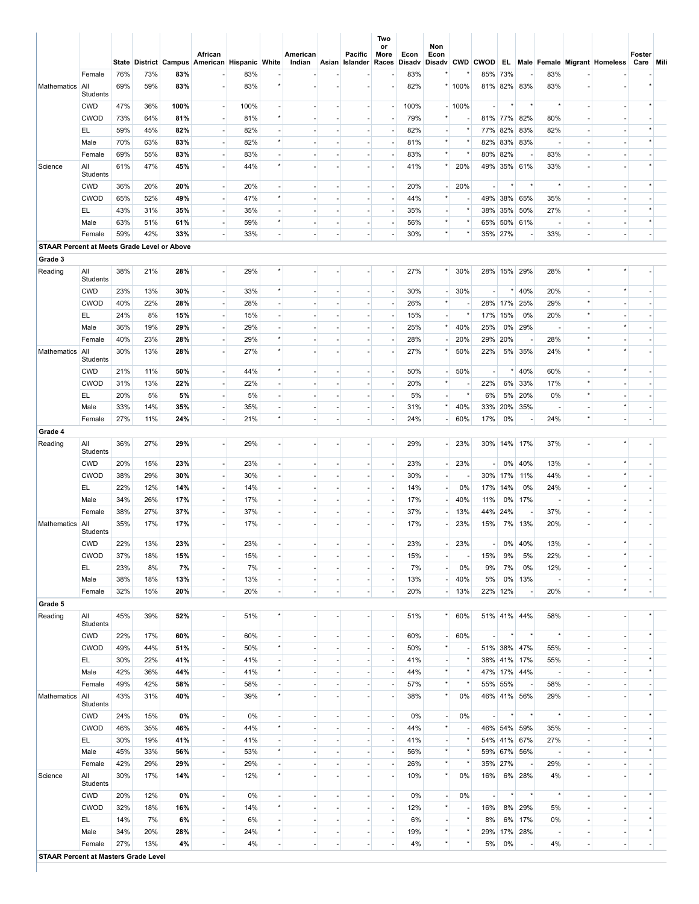| | | State | District | Campus | African American | Hispanic | White | American Indian | Asian | Pacific Islander | Two or More Races | Econ Disadv | Non Econ Disadv | CWD | CWOD | EL | Male | Female | Migrant | Homeless | Foster Care | Mili |
|---|---|---|---|---|---|---|---|---|---|---|---|---|---|---|---|---|---|---|---|---|---|---|
| | Female | 76% | 73% | **83%** | - | 83% | - | - | - | - | - | 83% | * | * | 85% | 73% | - | 83% | - | - | - | |
| Mathematics | All Students | 69% | 59% | **83%** | - | 83% | * | - | - | - | - | 82% | * | 100% | 81% | 82% | 83% | 83% | - | - | * | |
| | CWD | 47% | 36% | **100%** | - | 100% | - | - | - | - | - | 100% | - | 100% | - | * | * | * | - | - | * | |
| | CWOD | 73% | 64% | **81%** | - | 81% | * | - | - | - | - | 79% | * | - | 81% | 77% | 82% | 80% | - | - | - | |
| | EL | 59% | 45% | **82%** | - | 82% | - | - | - | - | - | 82% | - | * | 77% | 82% | 83% | 82% | - | - | * | |
| | Male | 70% | 63% | **83%** | - | 82% | * | - | - | - | - | 81% | * | * | 82% | 83% | 83% | - | - | - | * | |
| | Female | 69% | 55% | **83%** | - | 83% | - | - | - | - | - | 83% | * | * | 80% | 82% | - | 83% | - | - | - | |
| Science | All Students | 61% | 47% | **45%** | - | 44% | * | - | - | - | - | 41% | * | 20% | 49% | 35% | 61% | 33% | - | - | * | |
| | CWD | 36% | 20% | **20%** | - | 20% | - | - | - | - | - | 20% | - | 20% | - | * | * | * | - | - | * | |
| | CWOD | 65% | 52% | **49%** | - | 47% | * | - | - | - | - | 44% | * | - | 49% | 38% | 65% | 35% | - | - | - | |
| | EL | 43% | 31% | **35%** | - | 35% | - | - | - | - | - | 35% | - | * | 38% | 35% | 50% | 27% | - | - | * | |
| | Male | 63% | 51% | **61%** | - | 59% | * | - | - | - | - | 56% | * | * | 65% | 50% | 61% | - | - | - | * | |
| | Female | 59% | 42% | **33%** | - | 33% | - | - | - | - | - | 30% | * | * | 35% | 27% | - | 33% | - | - | - | |
| **STAAR Percent at Meets Grade Level or Above** | | | | | | | | | | | | | | | | | | | | | | |
| **Grade 3** | | | | | | | | | | | | | | | | | | | | | | |
| Reading | All Students | 38% | 21% | **28%** | - | 29% | * | - | - | - | - | 27% | * | 30% | 28% | 15% | 29% | 28% | * | * | - | |
| | CWD | 23% | 13% | **30%** | - | 33% | * | - | - | - | - | 30% | - | 30% | - | * | 40% | 20% | - | * | - | |
| | CWOD | 40% | 22% | **28%** | - | 28% | - | - | - | - | - | 26% | * | - | 28% | 17% | 25% | 29% | * | - | - | |
| | EL | 24% | 8% | **15%** | - | 15% | - | - | - | - | - | 15% | - | * | 17% | 15% | 0% | 20% | * | - | - | |
| | Male | 36% | 19% | **29%** | - | 29% | - | - | - | - | - | 25% | * | 40% | 25% | 0% | 29% | - | - | * | - | |
| | Female | 40% | 23% | **28%** | - | 29% | * | - | - | - | - | 28% | - | 20% | 29% | 20% | - | 28% | * | - | - | |
| Mathematics | All Students | 30% | 13% | **28%** | - | 27% | * | - | - | - | - | 27% | * | 50% | 22% | 5% | 35% | 24% | * | * | - | |
| | CWD | 21% | 11% | **50%** | - | 44% | * | - | - | - | - | 50% | - | 50% | - | * | 40% | 60% | - | * | - | |
| | CWOD | 31% | 13% | **22%** | - | 22% | - | - | - | - | - | 20% | * | - | 22% | 6% | 33% | 17% | * | - | - | |
| | EL | 20% | 5% | **5%** | - | 5% | - | - | - | - | - | 5% | - | * | 6% | 5% | 20% | 0% | * | - | - | |
| | Male | 33% | 14% | **35%** | - | 35% | - | - | - | - | - | 31% | * | 40% | 33% | 20% | 35% | - | - | * | - | |
| | Female | 27% | 11% | **24%** | - | 21% | * | - | - | - | - | 24% | - | 60% | 17% | 0% | - | 24% | * | - | - | |
| **Grade 4** | | | | | | | | | | | | | | | | | | | | | | |
| Reading | All Students | 36% | 27% | **29%** | - | 29% | - | - | - | - | - | 29% | - | 23% | 30% | 14% | 17% | 37% | - | * | - | |
| | CWD | 20% | 15% | **23%** | - | 23% | - | - | - | - | - | 23% | - | 23% | - | 0% | 40% | 13% | - | * | - | |
| | CWOD | 38% | 29% | **30%** | - | 30% | - | - | - | - | - | 30% | - | - | 30% | 17% | 11% | 44% | - | * | - | |
| | EL | 22% | 12% | **14%** | - | 14% | - | - | - | - | - | 14% | - | 0% | 17% | 14% | 0% | 24% | - | * | - | |
| | Male | 34% | 26% | **17%** | - | 17% | - | - | - | - | - | 17% | - | 40% | 11% | 0% | 17% | - | - | - | - | |
| | Female | 38% | 27% | **37%** | - | 37% | - | - | - | - | - | 37% | - | 13% | 44% | 24% | - | 37% | - | * | - | |
| Mathematics | All Students | 35% | 17% | **17%** | - | 17% | - | - | - | - | - | 17% | - | 23% | 15% | 7% | 13% | 20% | - | * | - | |
| | CWD | 22% | 13% | **23%** | - | 23% | - | - | - | - | - | 23% | - | 23% | - | 0% | 40% | 13% | - | * | - | |
| | CWOD | 37% | 18% | **15%** | - | 15% | - | - | - | - | - | 15% | - | - | 15% | 9% | 5% | 22% | - | * | - | |
| | EL | 23% | 8% | **7%** | - | 7% | - | - | - | - | - | 7% | - | 0% | 9% | 7% | 0% | 12% | - | * | - | |
| | Male | 38% | 18% | **13%** | - | 13% | - | - | - | - | - | 13% | - | 40% | 5% | 0% | 13% | - | - | - | - | |
| | Female | 32% | 15% | **20%** | - | 20% | - | - | - | - | - | 20% | - | 13% | 22% | 12% | - | 20% | - | * | - | |
| **Grade 5** | | | | | | | | | | | | | | | | | | | | | | |
| Reading | All Students | 45% | 39% | **52%** | - | 51% | * | - | - | - | - | 51% | * | 60% | 51% | 41% | 44% | 58% | - | - | * | |
| | CWD | 22% | 17% | **60%** | - | 60% | - | - | - | - | - | 60% | - | 60% | - | * | * | * | - | - | * | |
| | CWOD | 49% | 44% | **51%** | - | 50% | * | - | - | - | - | 50% | * | - | 51% | 38% | 47% | 55% | - | - | - | |
| | EL | 30% | 22% | **41%** | - | 41% | - | - | - | - | - | 41% | - | * | 38% | 41% | 17% | 55% | - | - | * | |
| | Male | 42% | 36% | **44%** | - | 41% | * | - | - | - | - | 44% | * | * | 47% | 17% | 44% | - | - | - | * | |
| | Female | 49% | 42% | **58%** | - | 58% | - | - | - | - | - | 57% | * | * | 55% | 55% | - | 58% | - | - | - | |
| Mathematics | All Students | 43% | 31% | **40%** | - | 39% | * | - | - | - | - | 38% | * | 0% | 46% | 41% | 56% | 29% | - | - | * | |
| | CWD | 24% | 15% | **0%** | - | 0% | - | - | - | - | - | 0% | - | 0% | - | * | * | * | - | - | * | |
| | CWOD | 46% | 35% | **46%** | - | 44% | * | - | - | - | - | 44% | * | - | 46% | 54% | 59% | 35% | - | - | - | |
| | EL | 30% | 19% | **41%** | - | 41% | - | - | - | - | - | 41% | - | * | 54% | 41% | 67% | 27% | - | - | * | |
| | Male | 45% | 33% | **56%** | - | 53% | * | - | - | - | - | 56% | * | * | 59% | 67% | 56% | - | - | - | * | |
| | Female | 42% | 29% | **29%** | - | 29% | - | - | - | - | - | 26% | * | * | 35% | 27% | - | 29% | - | - | - | |
| Science | All Students | 30% | 17% | **14%** | - | 12% | * | - | - | - | - | 10% | * | 0% | 16% | 6% | 28% | 4% | - | - | * | |
| | CWD | 20% | 12% | **0%** | - | 0% | - | - | - | - | - | 0% | - | 0% | - | * | * | * | - | - | * | |
| | CWOD | 32% | 18% | **16%** | - | 14% | * | - | - | - | - | 12% | * | - | 16% | 8% | 29% | 5% | - | - | - | |
| | EL | 14% | 7% | **6%** | - | 6% | - | - | - | - | - | 6% | - | * | 8% | 6% | 17% | 0% | - | - | * | |
| | Male | 34% | 20% | **28%** | - | 24% | * | - | - | - | - | 19% | * | * | 29% | 17% | 28% | - | - | - | * | |
| | Female | 27% | 13% | **4%** | - | 4% | - | - | - | - | - | 4% | * | * | 5% | 0% | - | 4% | - | - | - | |
| **STAAR Percent at Masters Grade Level** | | | | | | | | | | | | | | | | | | | | | | |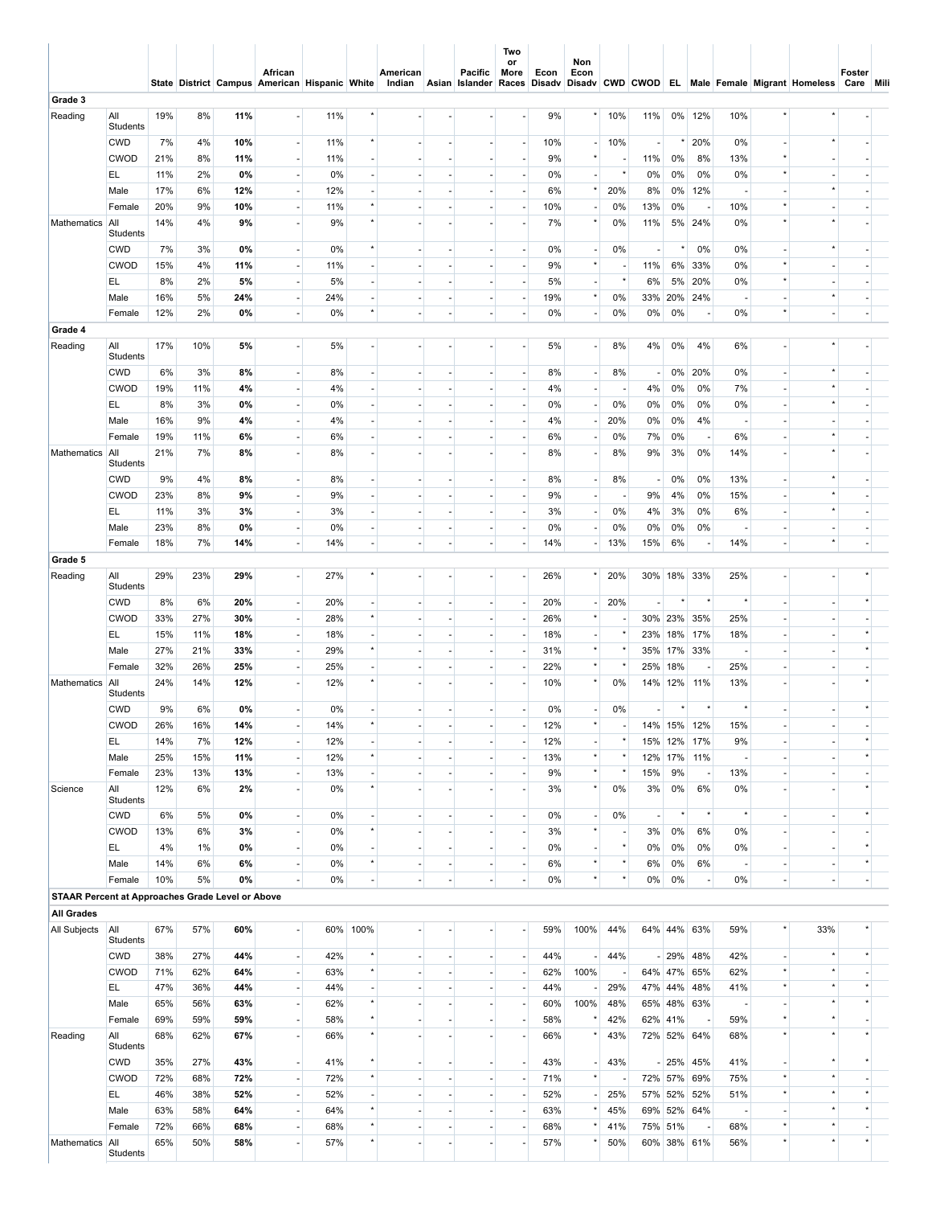| | | State | District | Campus | African American | Hispanic | White | American Indian | Asian | Pacific Islander | Two or More Races | Econ Disadv | Non Econ Disadv | CWD | CWOD | EL | Male | Female | Migrant | Homeless | Foster Care | Mili |
|---|---|---|---|---|---|---|---|---|---|---|---|---|---|---|---|---|---|---|---|---|---|---|
| **Grade 3** | | | | | | | | | | | | | | | | | | | | | | |
| Reading | All Students | 19% | 8% | **11%** | - | 11% | * | - | - | - | - | 9% | * | 10% | 11% | 0% | 12% | 10% | * | * | - | |
| | CWD | 7% | 4% | **10%** | - | 11% | * | - | - | - | - | 10% | - | 10% | - | * | 20% | 0% | - | * | - | |
| | CWOD | 21% | 8% | **11%** | - | 11% | - | - | - | - | - | 9% | * | - | 11% | 0% | 8% | 13% | * | - | - | |
| | EL | 11% | 2% | **0%** | - | 0% | - | - | - | - | - | 0% | - | * | 0% | 0% | 0% | 0% | * | - | - | |
| | Male | 17% | 6% | **12%** | - | 12% | - | - | - | - | - | 6% | * | 20% | 8% | 0% | 12% | - | - | * | - | |
| | Female | 20% | 9% | **10%** | - | 11% | * | - | - | - | - | 10% | - | 0% | 13% | 0% | - | 10% | * | - | - | |
| Mathematics | All Students | 14% | 4% | **9%** | - | 9% | * | - | - | - | - | 7% | * | 0% | 11% | 5% | 24% | 0% | * | * | - | |
| | CWD | 7% | 3% | **0%** | - | 0% | * | - | - | - | - | 0% | - | 0% | - | * | 0% | 0% | - | * | - | |
| | CWOD | 15% | 4% | **11%** | - | 11% | - | - | - | - | - | 9% | * | - | 11% | 6% | 33% | 0% | * | - | - | |
| | EL | 8% | 2% | **5%** | - | 5% | - | - | - | - | - | 5% | - | * | 6% | 5% | 20% | 0% | * | - | - | |
| | Male | 16% | 5% | **24%** | - | 24% | - | - | - | - | - | 19% | * | 0% | 33% | 20% | 24% | - | - | * | - | |
| | Female | 12% | 2% | **0%** | - | 0% | * | - | - | - | - | 0% | - | 0% | 0% | 0% | - | 0% | * | - | - | |
| **Grade 4** | | | | | | | | | | | | | | | | | | | | | | |
| Reading | All Students | 17% | 10% | **5%** | - | 5% | - | - | - | - | - | 5% | - | 8% | 4% | 0% | 4% | 6% | - | * | - | |
| | CWD | 6% | 3% | **8%** | - | 8% | - | - | - | - | - | 8% | - | 8% | - | 0% | 20% | 0% | - | * | - | |
| | CWOD | 19% | 11% | **4%** | - | 4% | - | - | - | - | - | 4% | - | - | 4% | 0% | 0% | 7% | - | * | - | |
| | EL | 8% | 3% | **0%** | - | 0% | - | - | - | - | - | 0% | - | 0% | 0% | 0% | 0% | 0% | - | * | - | |
| | Male | 16% | 9% | **4%** | - | 4% | - | - | - | - | - | 4% | - | 20% | 0% | 0% | 4% | - | - | - | - | |
| | Female | 19% | 11% | **6%** | - | 6% | - | - | - | - | - | 6% | - | 0% | 7% | 0% | - | 6% | - | * | - | |
| Mathematics | All Students | 21% | 7% | **8%** | - | 8% | - | - | - | - | - | 8% | - | 8% | 9% | 3% | 0% | 14% | - | * | - | |
| | CWD | 9% | 4% | **8%** | - | 8% | - | - | - | - | - | 8% | - | 8% | - | 0% | 0% | 13% | - | * | - | |
| | CWOD | 23% | 8% | **9%** | - | 9% | - | - | - | - | - | 9% | - | - | 9% | 4% | 0% | 15% | - | * | - | |
| | EL | 11% | 3% | **3%** | - | 3% | - | - | - | - | - | 3% | - | 0% | 4% | 3% | 0% | 6% | - | * | - | |
| | Male | 23% | 8% | **0%** | - | 0% | - | - | - | - | - | 0% | - | 0% | 0% | 0% | 0% | - | - | - | - | |
| | Female | 18% | 7% | **14%** | - | 14% | - | - | - | - | - | 14% | - | 13% | 15% | 6% | - | 14% | - | * | - | |
| **Grade 5** | | | | | | | | | | | | | | | | | | | | | | |
| Reading | All Students | 29% | 23% | **29%** | - | 27% | * | - | - | - | - | 26% | * | 20% | 30% | 18% | 33% | 25% | - | - | * | |
| | CWD | 8% | 6% | **20%** | - | 20% | - | - | - | - | - | 20% | - | 20% | - | * | * | * | - | - | * | |
| | CWOD | 33% | 27% | **30%** | - | 28% | * | - | - | - | - | 26% | * | - | 30% | 23% | 35% | 25% | - | - | - | |
| | EL | 15% | 11% | **18%** | - | 18% | - | - | - | - | - | 18% | - | * | 23% | 18% | 17% | 18% | - | - | * | |
| | Male | 27% | 21% | **33%** | - | 29% | * | - | - | - | - | 31% | * | * | 35% | 17% | 33% | - | - | - | * | |
| | Female | 32% | 26% | **25%** | - | 25% | - | - | - | - | - | 22% | * | * | 25% | 18% | - | 25% | - | - | - | |
| Mathematics | All Students | 24% | 14% | **12%** | - | 12% | * | - | - | - | - | 10% | * | 0% | 14% | 12% | 11% | 13% | - | - | * | |
| | CWD | 9% | 6% | **0%** | - | 0% | - | - | - | - | - | 0% | - | 0% | - | * | * | * | - | - | * | |
| | CWOD | 26% | 16% | **14%** | - | 14% | * | - | - | - | - | 12% | * | - | 14% | 15% | 12% | 15% | - | - | - | |
| | EL | 14% | 7% | **12%** | - | 12% | - | - | - | - | - | 12% | - | * | 15% | 12% | 17% | 9% | - | - | * | |
| | Male | 25% | 15% | **11%** | - | 12% | * | - | - | - | - | 13% | * | * | 12% | 17% | 11% | - | - | - | * | |
| | Female | 23% | 13% | **13%** | - | 13% | - | - | - | - | - | 9% | * | * | 15% | 9% | - | 13% | - | - | - | |
| Science | All Students | 12% | 6% | **2%** | - | 0% | * | - | - | - | - | 3% | * | 0% | 3% | 0% | 6% | 0% | - | - | * | |
| | CWD | 6% | 5% | **0%** | - | 0% | - | - | - | - | - | 0% | - | 0% | - | * | * | * | - | - | * | |
| | CWOD | 13% | 6% | **3%** | - | 0% | * | - | - | - | - | 3% | * | - | 3% | 0% | 6% | 0% | - | - | - | |
| | EL | 4% | 1% | **0%** | - | 0% | - | - | - | - | - | 0% | - | * | 0% | 0% | 0% | 0% | - | - | * | |
| | Male | 14% | 6% | **6%** | - | 0% | * | - | - | - | - | 6% | * | * | 6% | 0% | 6% | - | - | - | * | |
| | Female | 10% | 5% | **0%** | - | 0% | - | - | - | - | - | 0% | * | * | 0% | 0% | - | 0% | - | - | - | |
| **STAAR Percent at Approaches Grade Level or Above** | | | | | | | | | | | | | | | | | | | | | | |
| **All Grades** | | | | | | | | | | | | | | | | | | | | | | |
| All Subjects | All Students | 67% | 57% | **60%** | - | 60% | 100% | - | - | - | - | 59% | 100% | 44% | 64% | 44% | 63% | 59% | * | 33% | * | |
| | CWD | 38% | 27% | **44%** | - | 42% | * | - | - | - | - | 44% | - | 44% | - | 29% | 48% | 42% | - | * | * | |
| | CWOD | 71% | 62% | **64%** | - | 63% | * | - | - | - | - | 62% | 100% | - | 64% | 47% | 65% | 62% | * | * | - | |
| | EL | 47% | 36% | **44%** | - | 44% | - | - | - | - | - | 44% | - | 29% | 47% | 44% | 48% | 41% | * | * | * | |
| | Male | 65% | 56% | **63%** | - | 62% | * | - | - | - | - | 60% | 100% | 48% | 65% | 48% | 63% | - | - | * | * | |
| | Female | 69% | 59% | **59%** | - | 58% | * | - | - | - | - | 58% | * | 42% | 62% | 41% | - | 59% | * | * | - | |
| Reading | All Students | 68% | 62% | **67%** | - | 66% | * | - | - | - | - | 66% | * | 43% | 72% | 52% | 64% | 68% | * | * | * | |
| | CWD | 35% | 27% | **43%** | - | 41% | * | - | - | - | - | 43% | - | 43% | - | 25% | 45% | 41% | - | * | * | |
| | CWOD | 72% | 68% | **72%** | - | 72% | * | - | - | - | - | 71% | * | - | 72% | 57% | 69% | 75% | * | * | - | |
| | EL | 46% | 38% | **52%** | - | 52% | - | - | - | - | - | 52% | - | 25% | 57% | 52% | 52% | 51% | * | * | * | |
| | Male | 63% | 58% | **64%** | - | 64% | * | - | - | - | - | 63% | * | 45% | 69% | 52% | 64% | - | - | * | * | |
| | Female | 72% | 66% | **68%** | - | 68% | * | - | - | - | - | 68% | * | 41% | 75% | 51% | - | 68% | * | * | - | |
| Mathematics | All Students | 65% | 50% | **58%** | - | 57% | * | - | - | - | - | 57% | * | 50% | 60% | 38% | 61% | 56% | * | * | * | |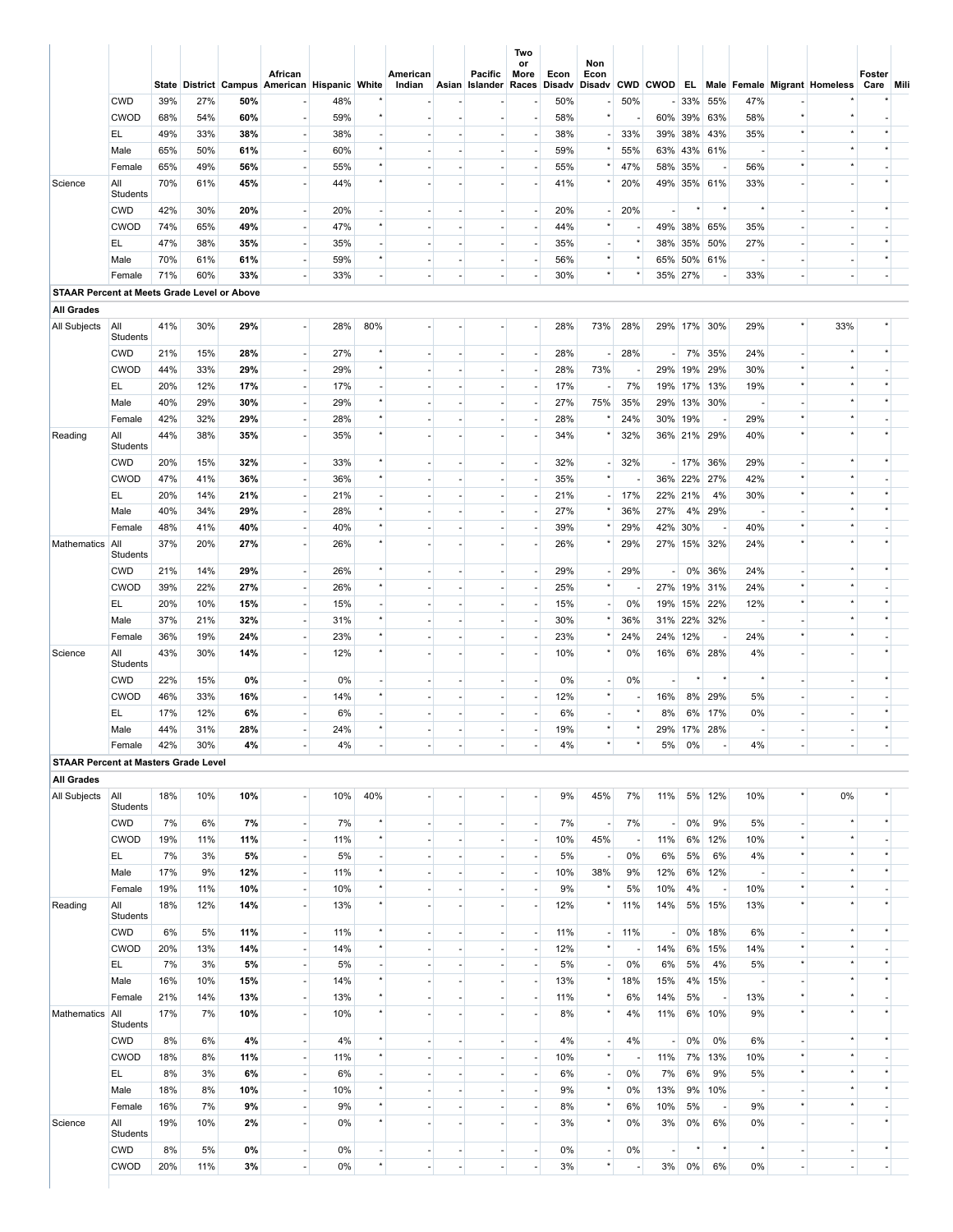| | | State | District | Campus | African American | Hispanic | White | American Indian | Asian | Pacific Islander | Two or More Races | Econ Disadv | Non Econ Disadv | CWD | CWOD | EL | Male | Female | Migrant | Homeless | Foster Care | Mili |
|---|---|---|---|---|---|---|---|---|---|---|---|---|---|---|---|---|---|---|---|---|---|---|
| | CWD | 39% | 27% | **50%** | - | 48% | * | - | - | - | - | 50% | - | 50% | - | 33% | 55% | 47% | - | * | * | |
| | CWOD | 68% | 54% | **60%** | - | 59% | * | - | - | - | - | 58% | * | - | 60% | 39% | 63% | 58% | * | * | - | |
| | EL | 49% | 33% | **38%** | - | 38% | - | - | - | - | - | 38% | - | 33% | 39% | 38% | 43% | 35% | * | * | * | |
| | Male | 65% | 50% | **61%** | - | 60% | * | - | - | - | - | 59% | * | 55% | 63% | 43% | 61% | - | - | * | * | |
| | Female | 65% | 49% | **56%** | - | 55% | * | - | - | - | - | 55% | * | 47% | 58% | 35% | - | 56% | * | * | - | |
| Science | All Students | 70% | 61% | **45%** | - | 44% | * | - | - | - | - | 41% | * | 20% | 49% | 35% | 61% | 33% | - | - | * | |
| | CWD | 42% | 30% | **20%** | - | 20% | - | - | - | - | - | 20% | - | 20% | - | * | * | * | - | - | * | |
| | CWOD | 74% | 65% | **49%** | - | 47% | * | - | - | - | - | 44% | * | - | 49% | 38% | 65% | 35% | - | - | - | |
| | EL | 47% | 38% | **35%** | - | 35% | - | - | - | - | - | 35% | - | * | 38% | 35% | 50% | 27% | - | - | * | |
| | Male | 70% | 61% | **61%** | - | 59% | * | - | - | - | - | 56% | * | * | 65% | 50% | 61% | - | - | - | * | |
| | Female | 71% | 60% | **33%** | - | 33% | - | - | - | - | - | 30% | * | * | 35% | 27% | - | 33% | - | - | - | |
| **STAAR Percent at Meets Grade Level or Above** | | | | | | | | | | | | | | | | | | | | | | |
| **All Grades** | | | | | | | | | | | | | | | | | | | | | | |
| All Subjects | All Students | 41% | 30% | **29%** | - | 28% | 80% | - | - | - | - | 28% | 73% | 28% | 29% | 17% | 30% | 29% | * | 33% | * | |
| | CWD | 21% | 15% | **28%** | - | 27% | * | - | - | - | - | 28% | - | 28% | - | 7% | 35% | 24% | - | * | * | |
| | CWOD | 44% | 33% | **29%** | - | 29% | * | - | - | - | - | 28% | 73% | - | 29% | 19% | 29% | 30% | * | * | - | |
| | EL | 20% | 12% | **17%** | - | 17% | - | - | - | - | - | 17% | - | 7% | 19% | 17% | 13% | 19% | * | * | * | |
| | Male | 40% | 29% | **30%** | - | 29% | * | - | - | - | - | 27% | 75% | 35% | 29% | 13% | 30% | - | - | * | * | |
| | Female | 42% | 32% | **29%** | - | 28% | * | - | - | - | - | 28% | * | 24% | 30% | 19% | - | 29% | * | * | - | |
| Reading | All Students | 44% | 38% | **35%** | - | 35% | * | - | - | - | - | 34% | * | 32% | 36% | 21% | 29% | 40% | * | * | * | |
| | CWD | 20% | 15% | **32%** | - | 33% | * | - | - | - | - | 32% | - | 32% | - | 17% | 36% | 29% | - | * | * | |
| | CWOD | 47% | 41% | **36%** | - | 36% | * | - | - | - | - | 35% | * | - | 36% | 22% | 27% | 42% | * | * | - | |
| | EL | 20% | 14% | **21%** | - | 21% | - | - | - | - | - | 21% | - | 17% | 22% | 21% | 4% | 30% | * | * | * | |
| | Male | 40% | 34% | **29%** | - | 28% | * | - | - | - | - | 27% | * | 36% | 27% | 4% | 29% | - | - | * | * | |
| | Female | 48% | 41% | **40%** | - | 40% | * | - | - | - | - | 39% | * | 29% | 42% | 30% | - | 40% | * | * | - | |
| Mathematics | All Students | 37% | 20% | **27%** | - | 26% | * | - | - | - | - | 26% | * | 29% | 27% | 15% | 32% | 24% | * | * | * | |
| | CWD | 21% | 14% | **29%** | - | 26% | * | - | - | - | - | 29% | - | 29% | - | 0% | 36% | 24% | - | * | * | |
| | CWOD | 39% | 22% | **27%** | - | 26% | * | - | - | - | - | 25% | * | - | 27% | 19% | 31% | 24% | * | * | - | |
| | EL | 20% | 10% | **15%** | - | 15% | - | - | - | - | - | 15% | - | 0% | 19% | 15% | 22% | 12% | * | * | * | |
| | Male | 37% | 21% | **32%** | - | 31% | * | - | - | - | - | 30% | * | 36% | 31% | 22% | 32% | - | - | * | * | |
| | Female | 36% | 19% | **24%** | - | 23% | * | - | - | - | - | 23% | * | 24% | 24% | 12% | - | 24% | * | * | - | |
| Science | All Students | 43% | 30% | **14%** | - | 12% | * | - | - | - | - | 10% | * | 0% | 16% | 6% | 28% | 4% | - | - | * | |
| | CWD | 22% | 15% | **0%** | - | 0% | - | - | - | - | - | 0% | - | 0% | - | * | * | * | - | - | * | |
| | CWOD | 46% | 33% | **16%** | - | 14% | * | - | - | - | - | 12% | * | - | 16% | 8% | 29% | 5% | - | - | - | |
| | EL | 17% | 12% | **6%** | - | 6% | - | - | - | - | - | 6% | - | * | 8% | 6% | 17% | 0% | - | - | * | |
| | Male | 44% | 31% | **28%** | - | 24% | * | - | - | - | - | 19% | * | * | 29% | 17% | 28% | - | - | - | * | |
| | Female | 42% | 30% | **4%** | - | 4% | - | - | - | - | - | 4% | * | * | 5% | 0% | - | 4% | - | - | - | |
| **STAAR Percent at Masters Grade Level** | | | | | | | | | | | | | | | | | | | | | | |
| **All Grades** | | | | | | | | | | | | | | | | | | | | | | |
| All Subjects | All Students | 18% | 10% | **10%** | - | 10% | 40% | - | - | - | - | 9% | 45% | 7% | 11% | 5% | 12% | 10% | * | 0% | * | |
| | CWD | 7% | 6% | **7%** | - | 7% | * | - | - | - | - | 7% | - | 7% | - | 0% | 9% | 5% | - | * | * | |
| | CWOD | 19% | 11% | **11%** | - | 11% | * | - | - | - | - | 10% | 45% | - | 11% | 6% | 12% | 10% | * | * | - | |
| | EL | 7% | 3% | **5%** | - | 5% | - | - | - | - | - | 5% | - | 0% | 6% | 5% | 6% | 4% | * | * | * | |
| | Male | 17% | 9% | **12%** | - | 11% | * | - | - | - | - | 10% | 38% | 9% | 12% | 6% | 12% | - | - | * | * | |
| | Female | 19% | 11% | **10%** | - | 10% | * | - | - | - | - | 9% | * | 5% | 10% | 4% | - | 10% | * | * | - | |
| Reading | All Students | 18% | 12% | **14%** | - | 13% | * | - | - | - | - | 12% | * | 11% | 14% | 5% | 15% | 13% | * | * | * | |
| | CWD | 6% | 5% | **11%** | - | 11% | * | - | - | - | - | 11% | - | 11% | - | 0% | 18% | 6% | - | * | * | |
| | CWOD | 20% | 13% | **14%** | - | 14% | * | - | - | - | - | 12% | * | - | 14% | 6% | 15% | 14% | * | * | - | |
| | EL | 7% | 3% | **5%** | - | 5% | - | - | - | - | - | 5% | - | 0% | 6% | 5% | 4% | 5% | * | * | * | |
| | Male | 16% | 10% | **15%** | - | 14% | * | - | - | - | - | 13% | * | 18% | 15% | 4% | 15% | - | - | * | * | |
| | Female | 21% | 14% | **13%** | - | 13% | * | - | - | - | - | 11% | * | 6% | 14% | 5% | - | 13% | * | * | - | |
| Mathematics | All Students | 17% | 7% | **10%** | - | 10% | * | - | - | - | - | 8% | * | 4% | 11% | 6% | 10% | 9% | * | * | * | |
| | CWD | 8% | 6% | **4%** | - | 4% | * | - | - | - | - | 4% | - | 4% | - | 0% | 0% | 6% | - | * | * | |
| | CWOD | 18% | 8% | **11%** | - | 11% | * | - | - | - | - | 10% | * | - | 11% | 7% | 13% | 10% | * | * | - | |
| | EL | 8% | 3% | **6%** | - | 6% | - | - | - | - | - | 6% | - | 0% | 7% | 6% | 9% | 5% | * | * | * | |
| | Male | 18% | 8% | **10%** | - | 10% | * | - | - | - | - | 9% | * | 0% | 13% | 9% | 10% | - | - | * | * | |
| | Female | 16% | 7% | **9%** | - | 9% | * | - | - | - | - | 8% | * | 6% | 10% | 5% | - | 9% | * | * | - | |
| Science | All Students | 19% | 10% | **2%** | - | 0% | * | - | - | - | - | 3% | * | 0% | 3% | 0% | 6% | 0% | - | - | * | |
| | CWD | 8% | 5% | **0%** | - | 0% | - | - | - | - | - | 0% | - | 0% | - | * | * | * | - | - | * | |
| | CWOD | 20% | 11% | **3%** | - | 0% | * | - | - | - | - | 3% | * | - | 3% | 0% | 6% | 0% | - | - | - | |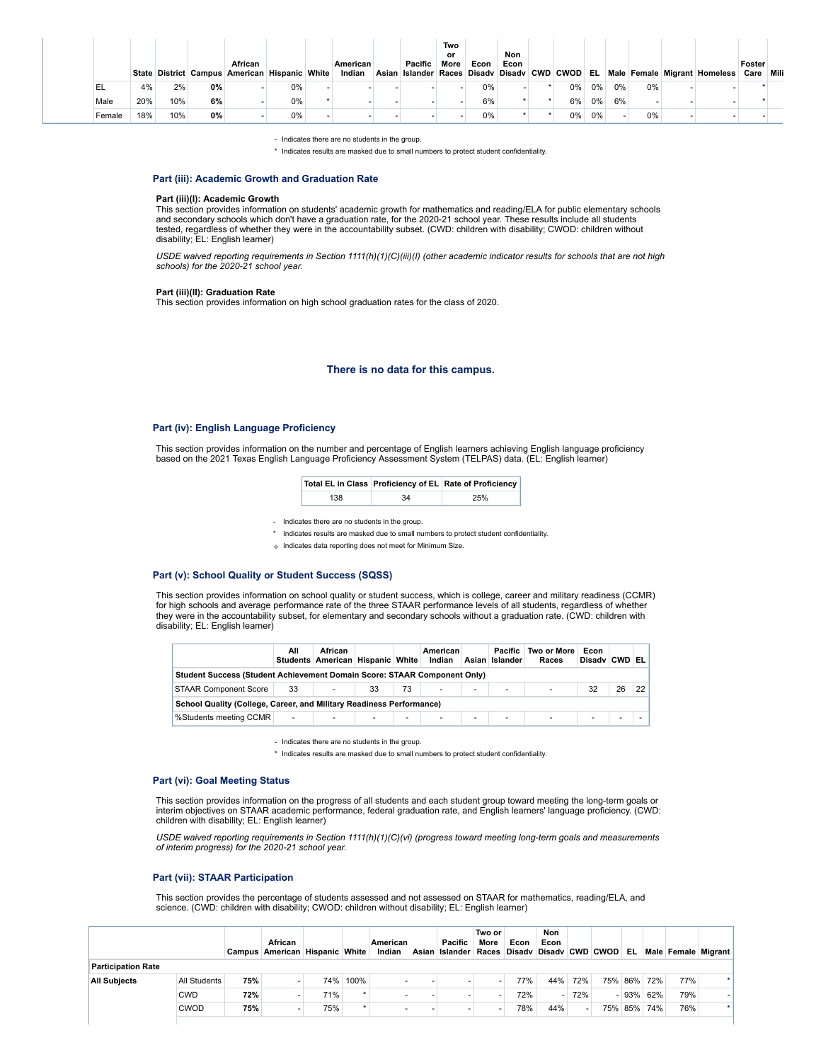| | State | District | Campus | African American | Hispanic | White | American Indian | Asian | Pacific Islander | Two or More Races | Econ Disadv | Non Econ Disadv | CWD | CWOD | EL | Male | Female | Migrant | Homeless | Foster Care | Mili |
|---|---|---|---|---|---|---|---|---|---|---|---|---|---|---|---|---|---|---|---|---|---|
| EL | 4% | 2% | **0%** | - | 0% | - | - | - | - | - | 0% | - | * | 0% | 0% | 0% | 0% | - | - | * | |
| Male | 20% | 10% | **6%** | - | 0% | * | - | - | - | - | 6% | * | * | 6% | 0% | 6% | - | - | - | * | |
| Female | 18% | 10% | **0%** | - | 0% | - | - | - | - | - | 0% | * | * | 0% | 0% | - | 0% | - | - | - | |

- Indicates there are no students in the group.

\* Indicates results are masked due to small numbers to protect student confidentiality.

### Part (iii): Academic Growth and Graduation Rate

**Part (iii)(I): Academic Growth**

This section provides information on students' academic growth for mathematics and reading/ELA for public elementary schools and secondary schools which don't have a graduation rate, for the 2020-21 school year. These results include all students tested, regardless of whether they were in the accountability subset. (CWD: children with disability; CWOD: children without disability; EL: English learner)

*USDE waived reporting requirements in Section 1111(h)(1)(C)(iii)(I) (other academic indicator results for schools that are not high schools) for the 2020-21 school year.*

**Part (iii)(II): Graduation Rate**

This section provides information on high school graduation rates for the class of 2020.

**There is no data for this campus.**

### Part (iv): English Language Proficiency

This section provides information on the number and percentage of English learners achieving English language proficiency based on the 2021 Texas English Language Proficiency Assessment System (TELPAS) data. (EL: English learner)

| Total EL in Class | Proficiency of EL | Rate of Proficiency |
|---|---|---|
| 138 | 34 | 25% |

- Indicates there are no students in the group.

\* Indicates results are masked due to small numbers to protect student confidentiality.

◇ Indicates data reporting does not meet for Minimum Size.

### Part (v): School Quality or Student Success (SQSS)

This section provides information on school quality or student success, which is college, career and military readiness (CCMR) for high schools and average performance rate of the three STAAR performance levels of all students, regardless of whether they were in the accountability subset, for elementary and secondary schools without a graduation rate. (CWD: children with disability; EL: English learner)

| | All Students | African American | Hispanic | White | American Indian | Asian | Pacific Islander | Two or More Races | Econ Disadv | CWD | EL |
|---|---|---|---|---|---|---|---|---|---|---|---|
| **Student Success (Student Achievement Domain Score: STAAR Component Only)** | | | | | | | | | | | |
| STAAR Component Score | 33 | - | 33 | 73 | - | - | - | - | 32 | 26 | 22 |
| **School Quality (College, Career, and Military Readiness Performance)** | | | | | | | | | | | |
| %Students meeting CCMR | - | - | - | - | - | - | - | - | - | - | - |

- Indicates there are no students in the group.

\* Indicates results are masked due to small numbers to protect student confidentiality.

### Part (vi): Goal Meeting Status

This section provides information on the progress of all students and each student group toward meeting the long-term goals or interim objectives on STAAR academic performance, federal graduation rate, and English learners' language proficiency. (CWD: children with disability; EL: English learner)

*USDE waived reporting requirements in Section 1111(h)(1)(C)(vi) (progress toward meeting long-term goals and measurements of interim progress) for the 2020-21 school year.*

### Part (vii): STAAR Participation

This section provides the percentage of students assessed and not assessed on STAAR for mathematics, reading/ELA, and science. (CWD: children with disability; CWOD: children without disability; EL: English learner)

| | | Campus | African American | Hispanic | White | American Indian | Asian | Pacific Islander | Two or More Races | Econ Disadv | Non Econ Disadv | CWD | CWOD | EL | Male | Female | Migrant |
|---|---|---|---|---|---|---|---|---|---|---|---|---|---|---|---|---|---|
| **Participation Rate** | | | | | | | | | | | | | | | | | |
| **All Subjects** | All Students | **75%** | - | 74% | 100% | - | - | - | - | 77% | 44% | 72% | 75% | 86% | 72% | 77% | * |
| | CWD | **72%** | - | 71% | * | - | - | - | - | 72% | - | 72% | - | 93% | 62% | 79% | - |
| | CWOD | **75%** | - | 75% | * | - | - | - | - | 78% | 44% | - | 75% | 85% | 74% | 76% | * |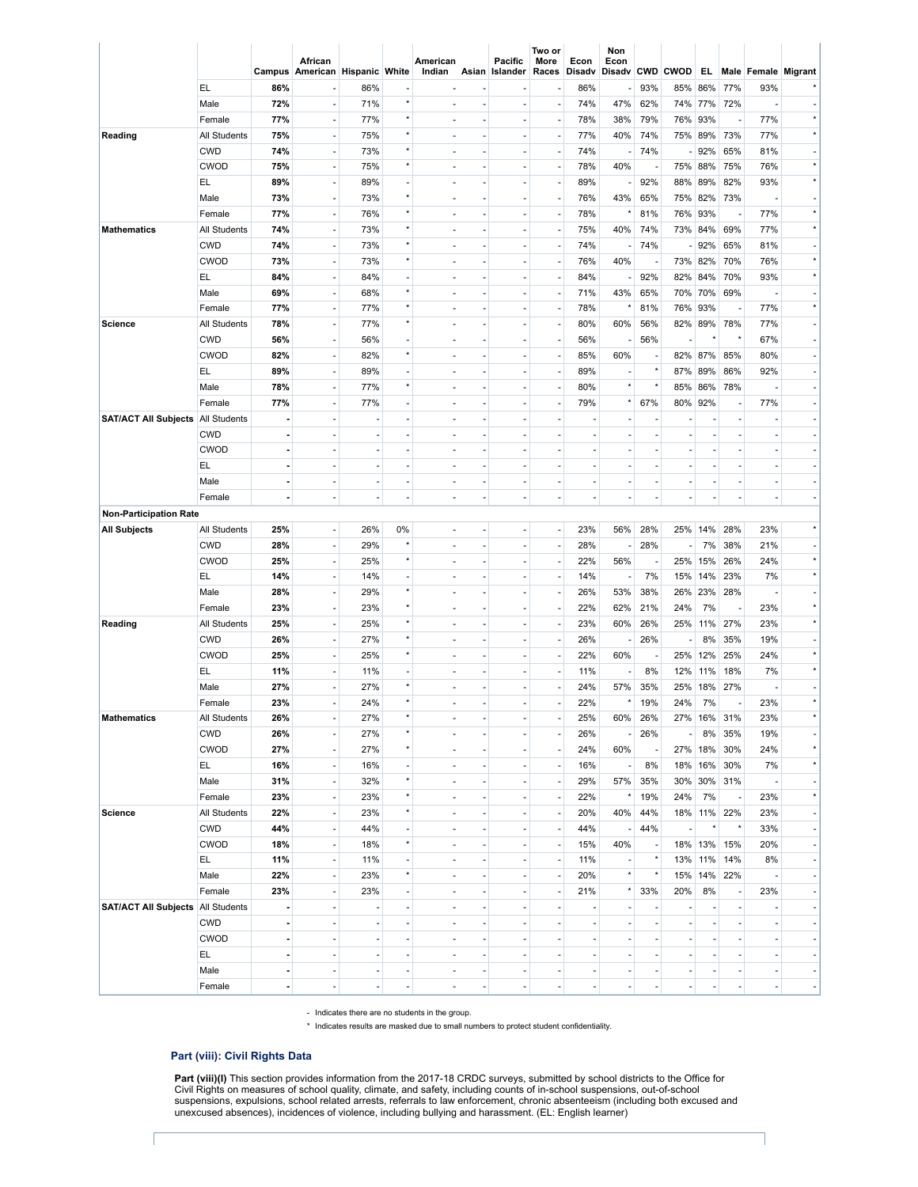| | | Campus | African American | Hispanic | White | American Indian | Asian | Pacific Islander | Two or More Races | Econ Disadv | Non Econ Disadv | CWD | CWOD | EL | Male | Female | Migrant |
|---|---|---|---|---|---|---|---|---|---|---|---|---|---|---|---|---|---|
| | EL | **86%** | - | 86% | - | - | - | - | - | 86% | - | 93% | 85% | 86% | 77% | 93% | * |
| | Male | **72%** | - | 71% | * | - | - | - | - | 74% | 47% | 62% | 74% | 77% | 72% | - | - |
| | Female | **77%** | - | 77% | * | - | - | - | - | 78% | 38% | 79% | 76% | 93% | - | 77% | * |
| **Reading** | All Students | **75%** | - | 75% | * | - | - | - | - | 77% | 40% | 74% | 75% | 89% | 73% | 77% | * |
| | CWD | **74%** | - | 73% | * | - | - | - | - | 74% | - | 74% | - | 92% | 65% | 81% | - |
| | CWOD | **75%** | - | 75% | * | - | - | - | - | 78% | 40% | - | 75% | 88% | 75% | 76% | * |
| | EL | **89%** | - | 89% | - | - | - | - | - | 89% | - | 92% | 88% | 89% | 82% | 93% | * |
| | Male | **73%** | - | 73% | * | - | - | - | - | 76% | 43% | 65% | 75% | 82% | 73% | - | - |
| | Female | **77%** | - | 76% | * | - | - | - | - | 78% | * | 81% | 76% | 93% | - | 77% | * |
| **Mathematics** | All Students | **74%** | - | 73% | * | - | - | - | - | 75% | 40% | 74% | 73% | 84% | 69% | 77% | * |
| | CWD | **74%** | - | 73% | * | - | - | - | - | 74% | - | 74% | - | 92% | 65% | 81% | - |
| | CWOD | **73%** | - | 73% | * | - | - | - | - | 76% | 40% | - | 73% | 82% | 70% | 76% | * |
| | EL | **84%** | - | 84% | - | - | - | - | - | 84% | - | 92% | 82% | 84% | 70% | 93% | * |
| | Male | **69%** | - | 68% | * | - | - | - | - | 71% | 43% | 65% | 70% | 70% | 69% | - | - |
| | Female | **77%** | - | 77% | * | - | - | - | - | 78% | * | 81% | 76% | 93% | - | 77% | * |
| **Science** | All Students | **78%** | - | 77% | * | - | - | - | - | 80% | 60% | 56% | 82% | 89% | 78% | 77% | - |
| | CWD | **56%** | - | 56% | - | - | - | - | - | 56% | - | 56% | - | * | * | 67% | - |
| | CWOD | **82%** | - | 82% | * | - | - | - | - | 85% | 60% | - | 82% | 87% | 85% | 80% | - |
| | EL | **89%** | - | 89% | - | - | - | - | - | 89% | - | * | 87% | 89% | 86% | 92% | - |
| | Male | **78%** | - | 77% | * | - | - | - | - | 80% | * | * | 85% | 86% | 78% | - | - |
| | Female | **77%** | - | 77% | - | - | - | - | - | 79% | * | 67% | 80% | 92% | - | 77% | - |
| **SAT/ACT All Subjects** | All Students | **-** | - | - | - | - | - | - | - | - | - | - | - | - | - | - | - |
| | CWD | **-** | - | - | - | - | - | - | - | - | - | - | - | - | - | - | - |
| | CWOD | **-** | - | - | - | - | - | - | - | - | - | - | - | - | - | - | - |
| | EL | **-** | - | - | - | - | - | - | - | - | - | - | - | - | - | - | - |
| | Male | **-** | - | - | - | - | - | - | - | - | - | - | - | - | - | - | - |
| | Female | **-** | - | - | - | - | - | - | - | - | - | - | - | - | - | - | - |
| **Non-Participation Rate** | | | | | | | | | | | | | | | | | |
| **All Subjects** | All Students | **25%** | - | 26% | 0% | - | - | - | - | 23% | 56% | 28% | 25% | 14% | 28% | 23% | * |
| | CWD | **28%** | - | 29% | * | - | - | - | - | 28% | - | 28% | - | 7% | 38% | 21% | - |
| | CWOD | **25%** | - | 25% | * | - | - | - | - | 22% | 56% | - | 25% | 15% | 26% | 24% | * |
| | EL | **14%** | - | 14% | - | - | - | - | - | 14% | - | 7% | 15% | 14% | 23% | 7% | * |
| | Male | **28%** | - | 29% | * | - | - | - | - | 26% | 53% | 38% | 26% | 23% | 28% | - | - |
| | Female | **23%** | - | 23% | * | - | - | - | - | 22% | 62% | 21% | 24% | 7% | - | 23% | * |
| **Reading** | All Students | **25%** | - | 25% | * | - | - | - | - | 23% | 60% | 26% | 25% | 11% | 27% | 23% | * |
| | CWD | **26%** | - | 27% | * | - | - | - | - | 26% | - | 26% | - | 8% | 35% | 19% | - |
| | CWOD | **25%** | - | 25% | * | - | - | - | - | 22% | 60% | - | 25% | 12% | 25% | 24% | * |
| | EL | **11%** | - | 11% | - | - | - | - | - | 11% | - | 8% | 12% | 11% | 18% | 7% | * |
| | Male | **27%** | - | 27% | * | - | - | - | - | 24% | 57% | 35% | 25% | 18% | 27% | - | - |
| | Female | **23%** | - | 24% | * | - | - | - | - | 22% | * | 19% | 24% | 7% | - | 23% | * |
| **Mathematics** | All Students | **26%** | - | 27% | * | - | - | - | - | 25% | 60% | 26% | 27% | 16% | 31% | 23% | * |
| | CWD | **26%** | - | 27% | * | - | - | - | - | 26% | - | 26% | - | 8% | 35% | 19% | - |
| | CWOD | **27%** | - | 27% | * | - | - | - | - | 24% | 60% | - | 27% | 18% | 30% | 24% | * |
| | EL | **16%** | - | 16% | - | - | - | - | - | 16% | - | 8% | 18% | 16% | 30% | 7% | * |
| | Male | **31%** | - | 32% | * | - | - | - | - | 29% | 57% | 35% | 30% | 30% | 31% | - | - |
| | Female | **23%** | - | 23% | * | - | - | - | - | 22% | * | 19% | 24% | 7% | - | 23% | * |
| **Science** | All Students | **22%** | - | 23% | * | - | - | - | - | 20% | 40% | 44% | 18% | 11% | 22% | 23% | - |
| | CWD | **44%** | - | 44% | - | - | - | - | - | 44% | - | 44% | - | * | * | 33% | - |
| | CWOD | **18%** | - | 18% | * | - | - | - | - | 15% | 40% | - | 18% | 13% | 15% | 20% | - |
| | EL | **11%** | - | 11% | - | - | - | - | - | 11% | - | * | 13% | 11% | 14% | 8% | - |
| | Male | **22%** | - | 23% | * | - | - | - | - | 20% | * | * | 15% | 14% | 22% | - | - |
| | Female | **23%** | - | 23% | - | - | - | - | - | 21% | * | 33% | 20% | 8% | - | 23% | - |
| **SAT/ACT All Subjects** | All Students | **-** | - | - | - | - | - | - | - | - | - | - | - | - | - | - | - |
| | CWD | **-** | - | - | - | - | - | - | - | - | - | - | - | - | - | - | - |
| | CWOD | **-** | - | - | - | - | - | - | - | - | - | - | - | - | - | - | - |
| | EL | **-** | - | - | - | - | - | - | - | - | - | - | - | - | - | - | - |
| | Male | **-** | - | - | - | - | - | - | - | - | - | - | - | - | - | - | - |
| | Female | **-** | - | - | - | - | - | - | - | - | - | - | - | - | - | - | - |

\- Indicates there are no students in the group.

\* Indicates results are masked due to small numbers to protect student confidentiality.

### Part (viii): Civil Rights Data

**Part (viii)(I)** This section provides information from the 2017-18 CRDC surveys, submitted by school districts to the Office for Civil Rights on measures of school quality, climate, and safety, including counts of in-school suspensions, out-of-school suspensions, expulsions, school related arrests, referrals to law enforcement, chronic absenteeism (including both excused and unexcused absences), incidences of violence, including bullying and harassment. (EL: English learner)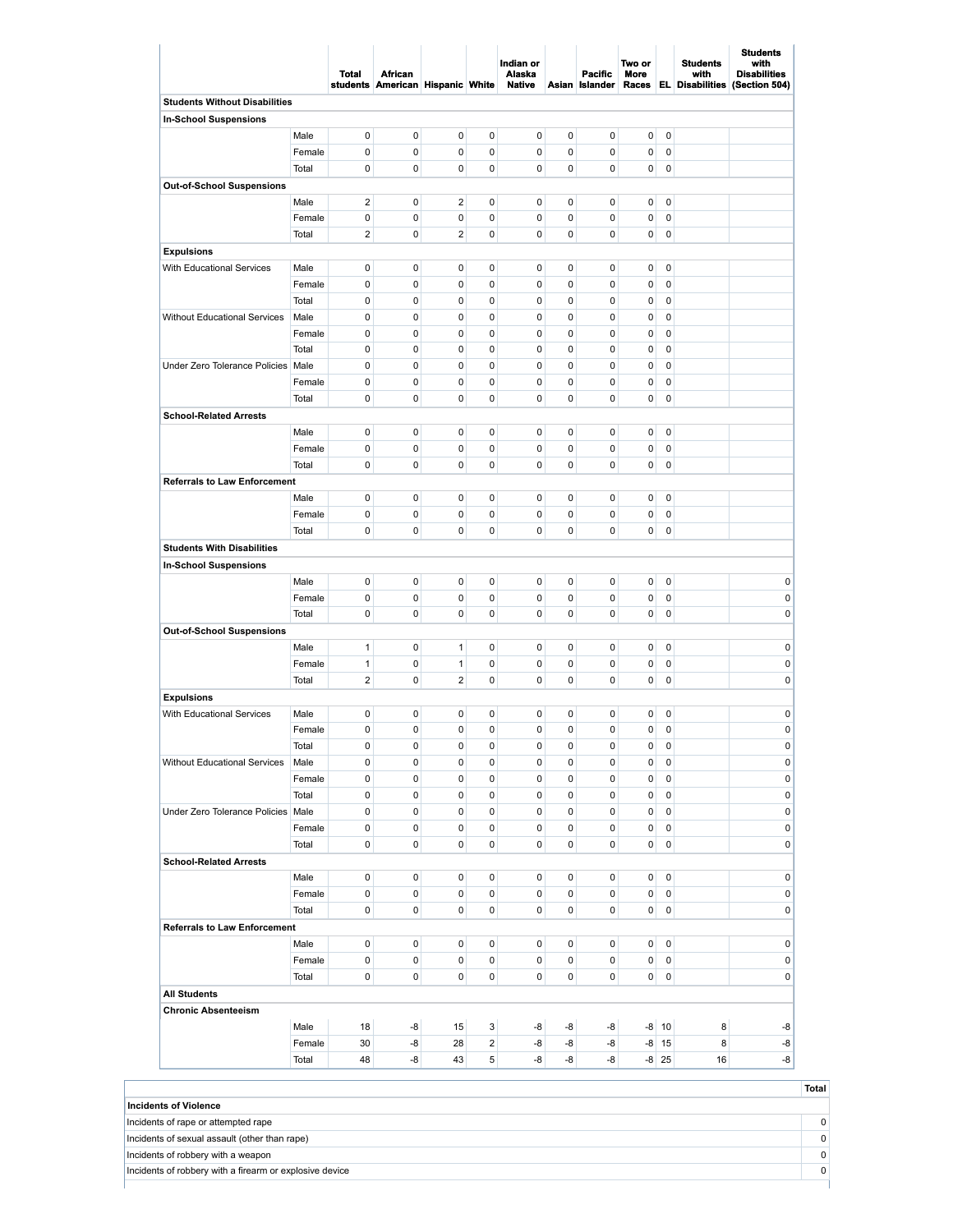| | | Total students | African American | Hispanic | White | Indian or Alaska Native | Asian | Pacific Islander | Two or More Races | EL | Students with Disabilities | Students with Disabilities (Section 504) |
|---|---|---|---|---|---|---|---|---|---|---|---|---|
| **Students Without Disabilities** | | | | | | | | | | | | |
| **In-School Suspensions** | | | | | | | | | | | | |
| | Male | 0 | 0 | 0 | 0 | 0 | 0 | 0 | 0 | 0 | | |
| | Female | 0 | 0 | 0 | 0 | 0 | 0 | 0 | 0 | 0 | | |
| | Total | 0 | 0 | 0 | 0 | 0 | 0 | 0 | 0 | 0 | | |
| **Out-of-School Suspensions** | | | | | | | | | | | | |
| | Male | 2 | 0 | 2 | 0 | 0 | 0 | 0 | 0 | 0 | | |
| | Female | 0 | 0 | 0 | 0 | 0 | 0 | 0 | 0 | 0 | | |
| | Total | 2 | 0 | 2 | 0 | 0 | 0 | 0 | 0 | 0 | | |
| **Expulsions** | | | | | | | | | | | | |
| With Educational Services | Male | 0 | 0 | 0 | 0 | 0 | 0 | 0 | 0 | 0 | | |
| | Female | 0 | 0 | 0 | 0 | 0 | 0 | 0 | 0 | 0 | | |
| | Total | 0 | 0 | 0 | 0 | 0 | 0 | 0 | 0 | 0 | | |
| Without Educational Services | Male | 0 | 0 | 0 | 0 | 0 | 0 | 0 | 0 | 0 | | |
| | Female | 0 | 0 | 0 | 0 | 0 | 0 | 0 | 0 | 0 | | |
| | Total | 0 | 0 | 0 | 0 | 0 | 0 | 0 | 0 | 0 | | |
| Under Zero Tolerance Policies | Male | 0 | 0 | 0 | 0 | 0 | 0 | 0 | 0 | 0 | | |
| | Female | 0 | 0 | 0 | 0 | 0 | 0 | 0 | 0 | 0 | | |
| | Total | 0 | 0 | 0 | 0 | 0 | 0 | 0 | 0 | 0 | | |
| **School-Related Arrests** | | | | | | | | | | | | |
| | Male | 0 | 0 | 0 | 0 | 0 | 0 | 0 | 0 | 0 | | |
| | Female | 0 | 0 | 0 | 0 | 0 | 0 | 0 | 0 | 0 | | |
| | Total | 0 | 0 | 0 | 0 | 0 | 0 | 0 | 0 | 0 | | |
| **Referrals to Law Enforcement** | | | | | | | | | | | | |
| | Male | 0 | 0 | 0 | 0 | 0 | 0 | 0 | 0 | 0 | | |
| | Female | 0 | 0 | 0 | 0 | 0 | 0 | 0 | 0 | 0 | | |
| | Total | 0 | 0 | 0 | 0 | 0 | 0 | 0 | 0 | 0 | | |
| **Students With Disabilities** | | | | | | | | | | | | |
| **In-School Suspensions** | | | | | | | | | | | | |
| | Male | 0 | 0 | 0 | 0 | 0 | 0 | 0 | 0 | 0 | | 0 |
| | Female | 0 | 0 | 0 | 0 | 0 | 0 | 0 | 0 | 0 | | 0 |
| | Total | 0 | 0 | 0 | 0 | 0 | 0 | 0 | 0 | 0 | | 0 |
| **Out-of-School Suspensions** | | | | | | | | | | | | |
| | Male | 1 | 0 | 1 | 0 | 0 | 0 | 0 | 0 | 0 | | 0 |
| | Female | 1 | 0 | 1 | 0 | 0 | 0 | 0 | 0 | 0 | | 0 |
| | Total | 2 | 0 | 2 | 0 | 0 | 0 | 0 | 0 | 0 | | 0 |
| **Expulsions** | | | | | | | | | | | | |
| With Educational Services | Male | 0 | 0 | 0 | 0 | 0 | 0 | 0 | 0 | 0 | | 0 |
| | Female | 0 | 0 | 0 | 0 | 0 | 0 | 0 | 0 | 0 | | 0 |
| | Total | 0 | 0 | 0 | 0 | 0 | 0 | 0 | 0 | 0 | | 0 |
| Without Educational Services | Male | 0 | 0 | 0 | 0 | 0 | 0 | 0 | 0 | 0 | | 0 |
| | Female | 0 | 0 | 0 | 0 | 0 | 0 | 0 | 0 | 0 | | 0 |
| | Total | 0 | 0 | 0 | 0 | 0 | 0 | 0 | 0 | 0 | | 0 |
| Under Zero Tolerance Policies | Male | 0 | 0 | 0 | 0 | 0 | 0 | 0 | 0 | 0 | | 0 |
| | Female | 0 | 0 | 0 | 0 | 0 | 0 | 0 | 0 | 0 | | 0 |
| | Total | 0 | 0 | 0 | 0 | 0 | 0 | 0 | 0 | 0 | | 0 |
| **School-Related Arrests** | | | | | | | | | | | | |
| | Male | 0 | 0 | 0 | 0 | 0 | 0 | 0 | 0 | 0 | | 0 |
| | Female | 0 | 0 | 0 | 0 | 0 | 0 | 0 | 0 | 0 | | 0 |
| | Total | 0 | 0 | 0 | 0 | 0 | 0 | 0 | 0 | 0 | | 0 |
| **Referrals to Law Enforcement** | | | | | | | | | | | | |
| | Male | 0 | 0 | 0 | 0 | 0 | 0 | 0 | 0 | 0 | | 0 |
| | Female | 0 | 0 | 0 | 0 | 0 | 0 | 0 | 0 | 0 | | 0 |
| | Total | 0 | 0 | 0 | 0 | 0 | 0 | 0 | 0 | 0 | | 0 |
| **All Students** | | | | | | | | | | | | |
| **Chronic Absenteeism** | | | | | | | | | | | | |
| | Male | 18 | -8 | 15 | 3 | -8 | -8 | -8 | -8 | 10 | 8 | -8 |
| | Female | 30 | -8 | 28 | 2 | -8 | -8 | -8 | -8 | 15 | 8 | -8 |
| | Total | 48 | -8 | 43 | 5 | -8 | -8 | -8 | -8 | 25 | 16 | -8 |

| | Total |
|---|---|
| **Incidents of Violence** | |
| Incidents of rape or attempted rape | 0 |
| Incidents of sexual assault (other than rape) | 0 |
| Incidents of robbery with a weapon | 0 |
| Incidents of robbery with a firearm or explosive device | 0 |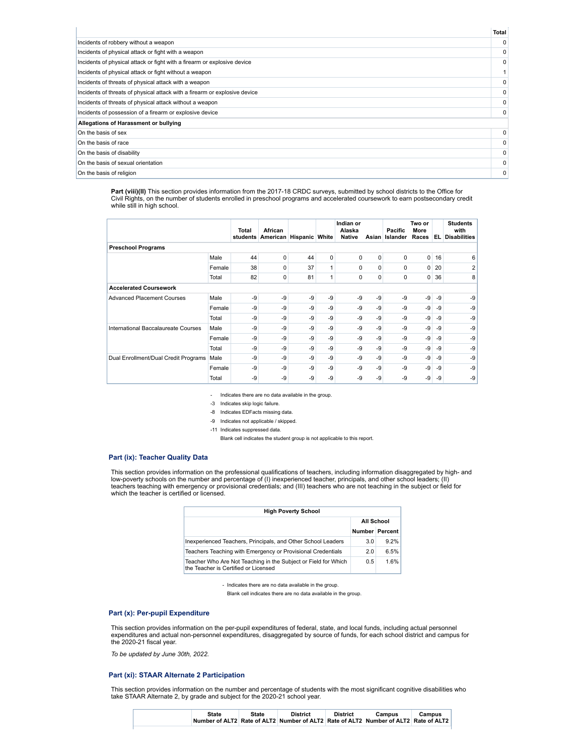| | Total |
|---|---|
| Incidents of robbery without a weapon | 0 |
| Incidents of physical attack or fight with a weapon | 0 |
| Incidents of physical attack or fight with a firearm or explosive device | 0 |
| Incidents of physical attack or fight without a weapon | 1 |
| Incidents of threats of physical attack with a weapon | 0 |
| Incidents of threats of physical attack with a firearm or explosive device | 0 |
| Incidents of threats of physical attack without a weapon | 0 |
| Incidents of possession of a firearm or explosive device | 0 |
| **Allegations of Harassment or bullying** | |
| On the basis of sex | 0 |
| On the basis of race | 0 |
| On the basis of disability | 0 |
| On the basis of sexual orientation | 0 |
| On the basis of religion | 0 |

**Part (viii)(II)** This section provides information from the 2017-18 CRDC surveys, submitted by school districts to the Office for Civil Rights, on the number of students enrolled in preschool programs and accelerated coursework to earn postsecondary credit while still in high school.

| | | Total students | African American | Hispanic | White | Indian or Alaska Native | Asian | Pacific Islander | Two or More Races | EL | Students with Disabilities |
|---|---|---|---|---|---|---|---|---|---|---|---|
| **Preschool Programs** | | | | | | | | | | | |
| | Male | 44 | 0 | 44 | 0 | 0 | 0 | 0 | 0 | 16 | 6 |
| | Female | 38 | 0 | 37 | 1 | 0 | 0 | 0 | 0 | 20 | 2 |
| | Total | 82 | 0 | 81 | 1 | 0 | 0 | 0 | 0 | 36 | 8 |
| **Accelerated Coursework** | | | | | | | | | | | |
| Advanced Placement Courses | Male | -9 | -9 | -9 | -9 | -9 | -9 | -9 | -9 | -9 | -9 |
| | Female | -9 | -9 | -9 | -9 | -9 | -9 | -9 | -9 | -9 | -9 |
| | Total | -9 | -9 | -9 | -9 | -9 | -9 | -9 | -9 | -9 | -9 |
| International Baccalaureate Courses | Male | -9 | -9 | -9 | -9 | -9 | -9 | -9 | -9 | -9 | -9 |
| | Female | -9 | -9 | -9 | -9 | -9 | -9 | -9 | -9 | -9 | -9 |
| | Total | -9 | -9 | -9 | -9 | -9 | -9 | -9 | -9 | -9 | -9 |
| Dual Enrollment/Dual Credit Programs | Male | -9 | -9 | -9 | -9 | -9 | -9 | -9 | -9 | -9 | -9 |
| | Female | -9 | -9 | -9 | -9 | -9 | -9 | -9 | -9 | -9 | -9 |
| | Total | -9 | -9 | -9 | -9 | -9 | -9 | -9 | -9 | -9 | -9 |

- \- Indicates there are no data available in the group.
- -3 Indicates skip logic failure.
- -8 Indicates EDFacts missing data.
- -9 Indicates not applicable / skipped.
- -11 Indicates suppressed data.
- Blank cell indicates the student group is not applicable to this report.

### Part (ix): Teacher Quality Data

This section provides information on the professional qualifications of teachers, including information disaggregated by high- and low-poverty schools on the number and percentage of (I) inexperienced teacher, principals, and other school leaders; (II) teachers teaching with emergency or provisional credentials; and (III) teachers who are not teaching in the subject or field for which the teacher is certified or licensed.

| High Poverty School | All School | |
|---|---|---|
| | Number | Percent |
| Inexperienced Teachers, Principals, and Other School Leaders | 3.0 | 9.2% |
| Teachers Teaching with Emergency or Provisional Credentials | 2.0 | 6.5% |
| Teacher Who Are Not Teaching in the Subject or Field for Which the Teacher is Certified or Licensed | 0.5 | 1.6% |

- \- Indicates there are no data available in the group.
- Blank cell indicates there are no data available in the group.

### Part (x): Per-pupil Expenditure

This section provides information on the per-pupil expenditures of federal, state, and local funds, including actual personnel expenditures and actual non-personnel expenditures, disaggregated by source of funds, for each school district and campus for the 2020-21 fiscal year.

*To be updated by June 30th, 2022.*

### Part (xi): STAAR Alternate 2 Participation

This section provides information on the number and percentage of students with the most significant cognitive disabilities who take STAAR Alternate 2, by grade and subject for the 2020-21 school year.

| | State Number of ALT2 | State Rate of ALT2 | District Number of ALT2 | District Rate of ALT2 | Campus Number of ALT2 | Campus Rate of ALT2 |
|---|---|---|---|---|---|---|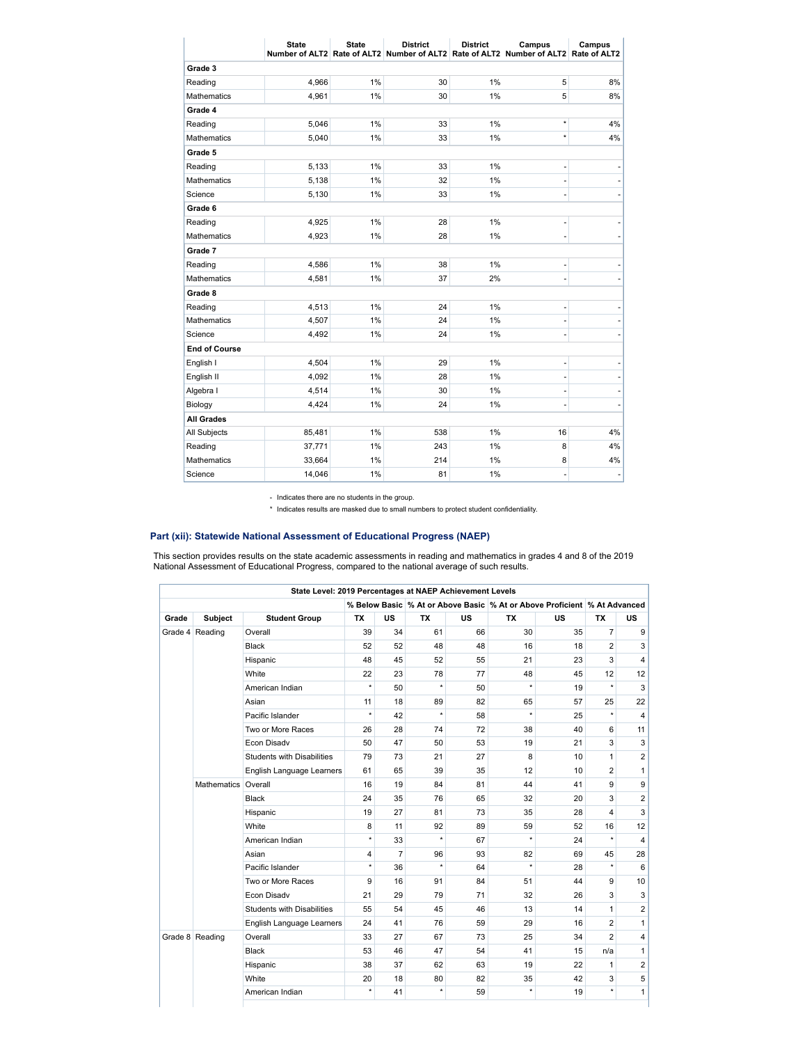| | State Number of ALT2 | State Rate of ALT2 | District Number of ALT2 | District Rate of ALT2 | Campus Number of ALT2 | Campus Rate of ALT2 |
|---|---|---|---|---|---|---|
| **Grade 3** | | | | | | |
| Reading | 4,966 | 1% | 30 | 1% | 5 | 8% |
| Mathematics | 4,961 | 1% | 30 | 1% | 5 | 8% |
| **Grade 4** | | | | | | |
| Reading | 5,046 | 1% | 33 | 1% | * | 4% |
| Mathematics | 5,040 | 1% | 33 | 1% | * | 4% |
| **Grade 5** | | | | | | |
| Reading | 5,133 | 1% | 33 | 1% | - | - |
| Mathematics | 5,138 | 1% | 32 | 1% | - | - |
| Science | 5,130 | 1% | 33 | 1% | - | - |
| **Grade 6** | | | | | | |
| Reading | 4,925 | 1% | 28 | 1% | - | - |
| Mathematics | 4,923 | 1% | 28 | 1% | - | - |
| **Grade 7** | | | | | | |
| Reading | 4,586 | 1% | 38 | 1% | - | - |
| Mathematics | 4,581 | 1% | 37 | 2% | - | - |
| **Grade 8** | | | | | | |
| Reading | 4,513 | 1% | 24 | 1% | - | - |
| Mathematics | 4,507 | 1% | 24 | 1% | - | - |
| Science | 4,492 | 1% | 24 | 1% | - | - |
| **End of Course** | | | | | | |
| English I | 4,504 | 1% | 29 | 1% | - | - |
| English II | 4,092 | 1% | 28 | 1% | - | - |
| Algebra I | 4,514 | 1% | 30 | 1% | - | - |
| Biology | 4,424 | 1% | 24 | 1% | - | - |
| **All Grades** | | | | | | |
| All Subjects | 85,481 | 1% | 538 | 1% | 16 | 4% |
| Reading | 37,771 | 1% | 243 | 1% | 8 | 4% |
| Mathematics | 33,664 | 1% | 214 | 1% | 8 | 4% |
| Science | 14,046 | 1% | 81 | 1% | - | - |

- Indicates there are no students in the group.

* Indicates results are masked due to small numbers to protect student confidentiality.

### Part (xii): Statewide National Assessment of Educational Progress (NAEP)

This section provides results on the state academic assessments in reading and mathematics in grades 4 and 8 of the 2019 National Assessment of Educational Progress, compared to the national average of such results.

**State Level: 2019 Percentages at NAEP Achievement Levels**

| | | | % Below Basic | | % At or Above Basic | | % At or Above Proficient | | % At Advanced | |
|---|---|---|---|---|---|---|---|---|---|---|
| Grade | Subject | Student Group | TX | US | TX | US | TX | US | TX | US |
| Grade 4 | Reading | Overall | 39 | 34 | 61 | 66 | 30 | 35 | 7 | 9 |
| | | Black | 52 | 52 | 48 | 48 | 16 | 18 | 2 | 3 |
| | | Hispanic | 48 | 45 | 52 | 55 | 21 | 23 | 3 | 4 |
| | | White | 22 | 23 | 78 | 77 | 48 | 45 | 12 | 12 |
| | | American Indian | * | 50 | * | 50 | * | 19 | * | 3 |
| | | Asian | 11 | 18 | 89 | 82 | 65 | 57 | 25 | 22 |
| | | Pacific Islander | * | 42 | * | 58 | * | 25 | * | 4 |
| | | Two or More Races | 26 | 28 | 74 | 72 | 38 | 40 | 6 | 11 |
| | | Econ Disadv | 50 | 47 | 50 | 53 | 19 | 21 | 3 | 3 |
| | | Students with Disabilities | 79 | 73 | 21 | 27 | 8 | 10 | 1 | 2 |
| | | English Language Learners | 61 | 65 | 39 | 35 | 12 | 10 | 2 | 1 |
| | Mathematics | Overall | 16 | 19 | 84 | 81 | 44 | 41 | 9 | 9 |
| | | Black | 24 | 35 | 76 | 65 | 32 | 20 | 3 | 2 |
| | | Hispanic | 19 | 27 | 81 | 73 | 35 | 28 | 4 | 3 |
| | | White | 8 | 11 | 92 | 89 | 59 | 52 | 16 | 12 |
| | | American Indian | * | 33 | * | 67 | * | 24 | * | 4 |
| | | Asian | 4 | 7 | 96 | 93 | 82 | 69 | 45 | 28 |
| | | Pacific Islander | * | 36 | * | 64 | * | 28 | * | 6 |
| | | Two or More Races | 9 | 16 | 91 | 84 | 51 | 44 | 9 | 10 |
| | | Econ Disadv | 21 | 29 | 79 | 71 | 32 | 26 | 3 | 3 |
| | | Students with Disabilities | 55 | 54 | 45 | 46 | 13 | 14 | 1 | 2 |
| | | English Language Learners | 24 | 41 | 76 | 59 | 29 | 16 | 2 | 1 |
| Grade 8 | Reading | Overall | 33 | 27 | 67 | 73 | 25 | 34 | 2 | 4 |
| | | Black | 53 | 46 | 47 | 54 | 41 | 15 | n/a | 1 |
| | | Hispanic | 38 | 37 | 62 | 63 | 19 | 22 | 1 | 2 |
| | | White | 20 | 18 | 80 | 82 | 35 | 42 | 3 | 5 |
| | | American Indian | * | 41 | * | 59 | * | 19 | * | 1 |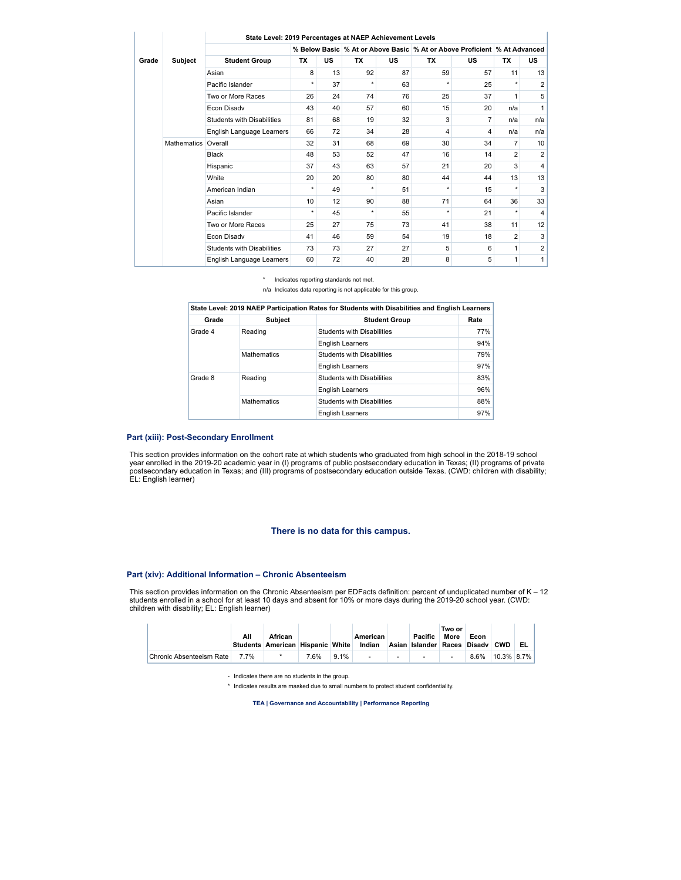| Grade | Subject | Student Group | State Level: 2019 Percentages at NAEP Achievement Levels | | | | | | | |
|---|---|---|---|---|---|---|---|---|---|---|
| | | | % Below Basic | | % At or Above Basic | | % At or Above Proficient | | % At Advanced | |
| | | | TX | US | TX | US | TX | US | TX | US |
| | | Asian | 8 | 13 | 92 | 87 | 59 | 57 | 11 | 13 |
| | | Pacific Islander | * | 37 | * | 63 | * | 25 | * | 2 |
| | | Two or More Races | 26 | 24 | 74 | 76 | 25 | 37 | 1 | 5 |
| | | Econ Disadv | 43 | 40 | 57 | 60 | 15 | 20 | n/a | 1 |
| | | Students with Disabilities | 81 | 68 | 19 | 32 | 3 | 7 | n/a | n/a |
| | | English Language Learners | 66 | 72 | 34 | 28 | 4 | 4 | n/a | n/a |
| | Mathematics | Overall | 32 | 31 | 68 | 69 | 30 | 34 | 7 | 10 |
| | | Black | 48 | 53 | 52 | 47 | 16 | 14 | 2 | 2 |
| | | Hispanic | 37 | 43 | 63 | 57 | 21 | 20 | 3 | 4 |
| | | White | 20 | 20 | 80 | 80 | 44 | 44 | 13 | 13 |
| | | American Indian | * | 49 | * | 51 | * | 15 | * | 3 |
| | | Asian | 10 | 12 | 90 | 88 | 71 | 64 | 36 | 33 |
| | | Pacific Islander | * | 45 | * | 55 | * | 21 | * | 4 |
| | | Two or More Races | 25 | 27 | 75 | 73 | 41 | 38 | 11 | 12 |
| | | Econ Disadv | 41 | 46 | 59 | 54 | 19 | 18 | 2 | 3 |
| | | Students with Disabilities | 73 | 73 | 27 | 27 | 5 | 6 | 1 | 2 |
| | | English Language Learners | 60 | 72 | 40 | 28 | 8 | 5 | 1 | 1 |

\* Indicates reporting standards not met.

n/a Indicates data reporting is not applicable for this group.

| State Level: 2019 NAEP Participation Rates for Students with Disabilities and English Learners | | | |
|---|---|---|---|
| Grade | Subject | Student Group | Rate |
| Grade 4 | Reading | Students with Disabilities | 77% |
| | | English Learners | 94% |
| | Mathematics | Students with Disabilities | 79% |
| | | English Learners | 97% |
| Grade 8 | Reading | Students with Disabilities | 83% |
| | | English Learners | 96% |
| | Mathematics | Students with Disabilities | 88% |
| | | English Learners | 97% |

## Part (xiii): Post-Secondary Enrollment

This section provides information on the cohort rate at which students who graduated from high school in the 2018-19 school year enrolled in the 2019-20 academic year in (I) programs of public postsecondary education in Texas; (II) programs of private postsecondary education in Texas; and (III) programs of postsecondary education outside Texas. (CWD: children with disability; EL: English learner)

**There is no data for this campus.**

## Part (xiv): Additional Information – Chronic Absenteeism

This section provides information on the Chronic Absenteeism per EDFacts definition: percent of unduplicated number of K – 12 students enrolled in a school for at least 10 days and absent for 10% or more days during the 2019-20 school year. (CWD: children with disability; EL: English learner)

| | All Students | African American | Hispanic | White | American Indian | Asian | Pacific Islander | Two or More Races | Econ Disadv | CWD | EL |
|---|---|---|---|---|---|---|---|---|---|---|---|
| Chronic Absenteeism Rate | 7.7% | * | 7.6% | 9.1% | - | - | - | - | 8.6% | 10.3% | 8.7% |

\- Indicates there are no students in the group.

\* Indicates results are masked due to small numbers to protect student confidentiality.

TEA | Governance and Accountability | Performance Reporting